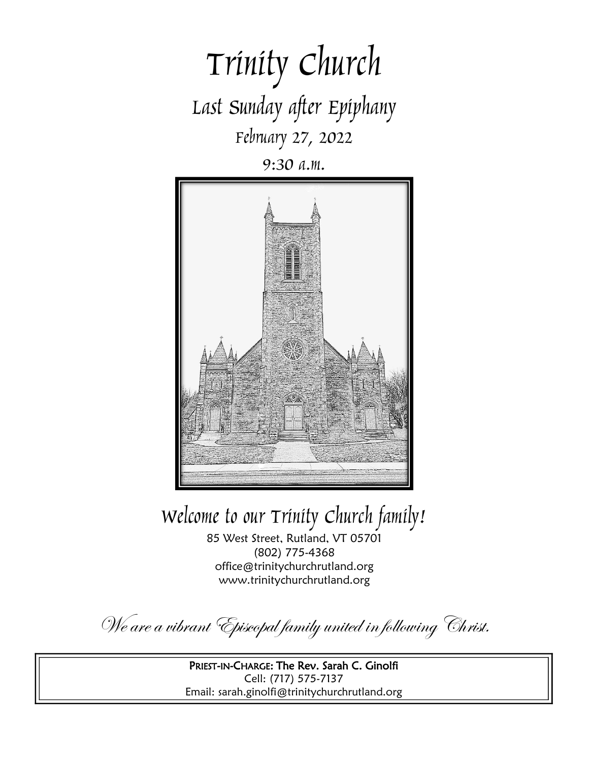# Trinity Church

## Last Sunday after Epiphany

February 27, 2022

9:30 a.m.

## Welcome to our Trinity Church family!

85 West Street, Rutland, VT 05701
(802) 775-4368
office@trinitychurchrutland.org
www.trinitychurchrutland.org

*We are a vibrant Episcopal family united in following Christ.*

**PRIEST-IN-CHARGE: The Rev. Sarah C. Ginolfi**
Cell: (717) 575-7137
Email: sarah.ginolfi@trinitychurchrutland.org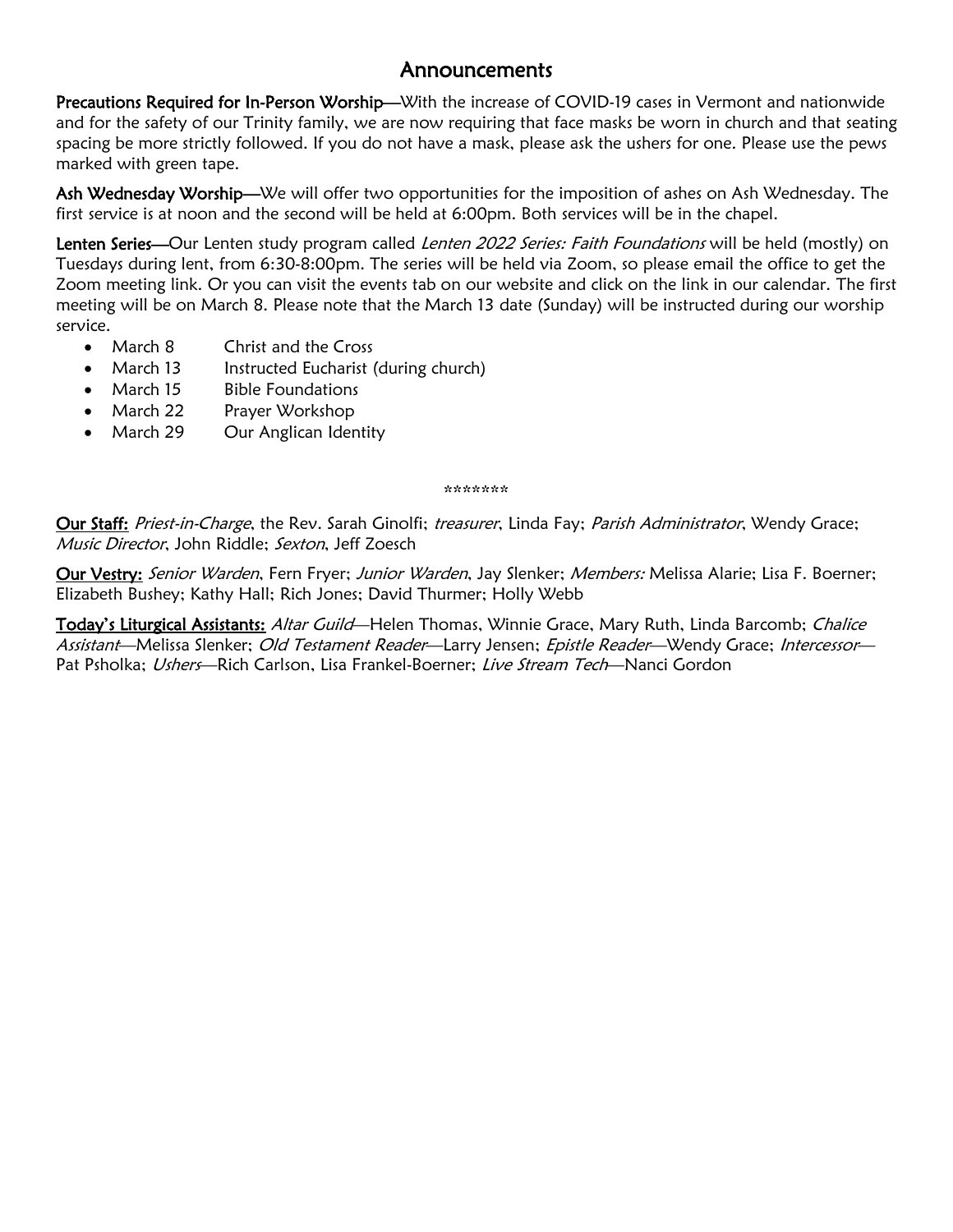# Announcements

**Precautions Required for In-Person Worship**—With the increase of COVID-19 cases in Vermont and nationwide and for the safety of our Trinity family, we are now requiring that face masks be worn in church and that seating spacing be more strictly followed. If you do not have a mask, please ask the ushers for one. Please use the pews marked with green tape.

**Ash Wednesday Worship**—We will offer two opportunities for the imposition of ashes on Ash Wednesday. The first service is at noon and the second will be held at 6:00pm. Both services will be in the chapel.

**Lenten Series**—Our Lenten study program called *Lenten 2022 Series: Faith Foundations* will be held (mostly) on Tuesdays during lent, from 6:30-8:00pm. The series will be held via Zoom, so please email the office to get the Zoom meeting link. Or you can visit the events tab on our website and click on the link in our calendar. The first meeting will be on March 8. Please note that the March 13 date (Sunday) will be instructed during our worship service.

- March 8 Christ and the Cross
- March 13 Instructed Eucharist (during church)
- March 15 Bible Foundations
- March 22 Prayer Workshop
- March 29 Our Anglican Identity

*******

**Our Staff:** *Priest-in-Charge*, the Rev. Sarah Ginolfi; *treasurer*, Linda Fay; *Parish Administrator*, Wendy Grace; *Music Director*, John Riddle; *Sexton*, Jeff Zoesch

**Our Vestry:** *Senior Warden*, Fern Fryer; *Junior Warden*, Jay Slenker; *Members:* Melissa Alarie; Lisa F. Boerner; Elizabeth Bushey; Kathy Hall; Rich Jones; David Thurmer; Holly Webb

**Today's Liturgical Assistants:** *Altar Guild*—Helen Thomas, Winnie Grace, Mary Ruth, Linda Barcomb; *Chalice Assistant*—Melissa Slenker; *Old Testament Reader*—Larry Jensen; *Epistle Reader*—Wendy Grace; *Intercessor*—Pat Psholka; *Ushers*—Rich Carlson, Lisa Frankel-Boerner; *Live Stream Tech*—Nanci Gordon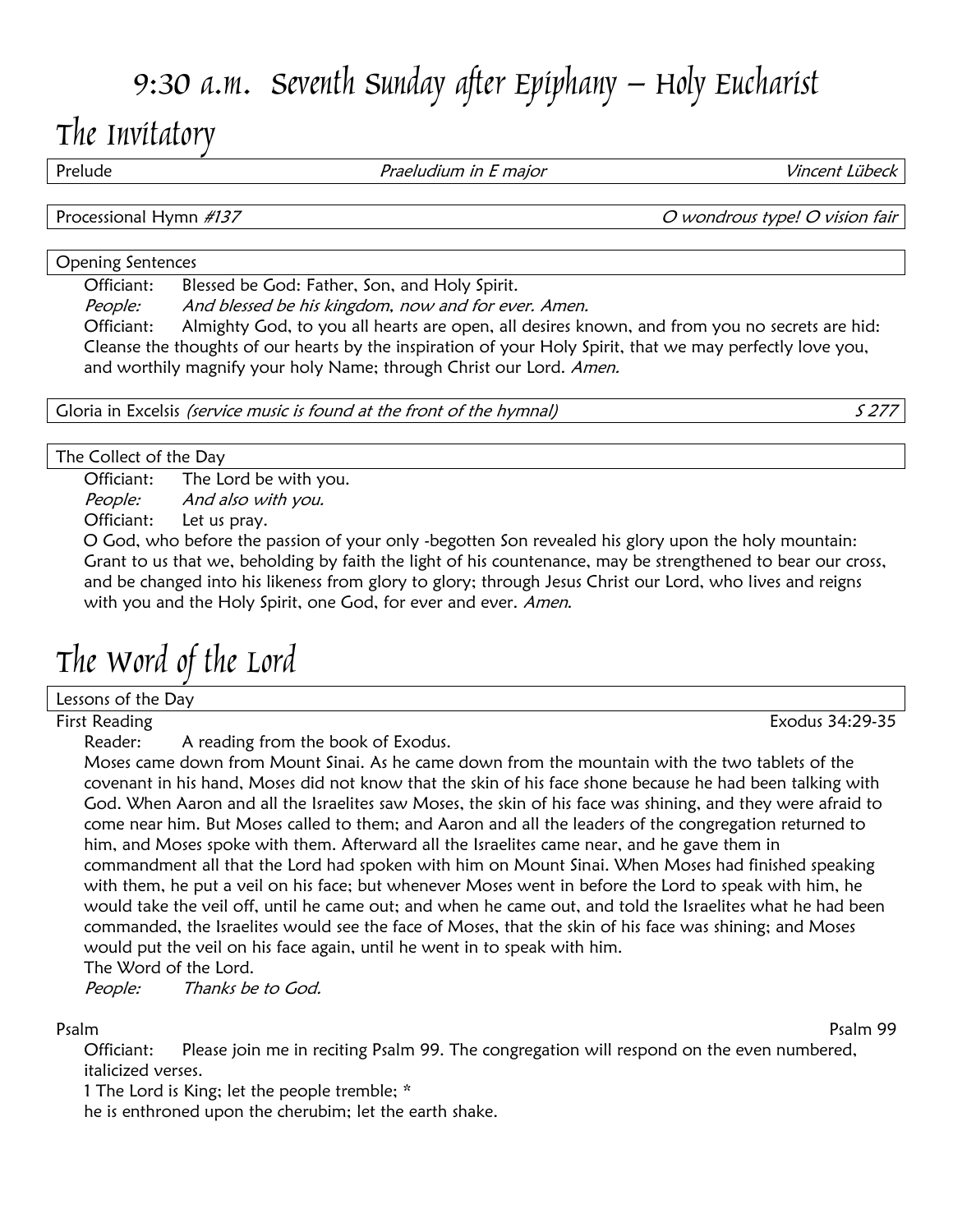# 9:30 a.m. Seventh Sunday after Epiphany – Holy Eucharist

## The Invitatory

Prelude — *Praeludium in E major* — *Vincent Lübeck*

Processional Hymn *#137* — *O wondrous type! O vision fair*

Opening Sentences

Officiant: Blessed be God: Father, Son, and Holy Spirit.
*People: And blessed be his kingdom, now and for ever. Amen.*
Officiant: Almighty God, to you all hearts are open, all desires known, and from you no secrets are hid: Cleanse the thoughts of our hearts by the inspiration of your Holy Spirit, that we may perfectly love you, and worthily magnify your holy Name; through Christ our Lord. *Amen.*

Gloria in Excelsis *(service music is found at the front of the hymnal)* — *S 277*

The Collect of the Day

Officiant: The Lord be with you.
*People: And also with you.*
Officiant: Let us pray.
O God, who before the passion of your only -begotten Son revealed his glory upon the holy mountain: Grant to us that we, beholding by faith the light of his countenance, may be strengthened to bear our cross, and be changed into his likeness from glory to glory; through Jesus Christ our Lord, who lives and reigns with you and the Holy Spirit, one God, for ever and ever. *Amen.*

## The Word of the Lord

Lessons of the Day

First Reading — Exodus 34:29-35

Reader: A reading from the book of Exodus.
Moses came down from Mount Sinai. As he came down from the mountain with the two tablets of the covenant in his hand, Moses did not know that the skin of his face shone because he had been talking with God. When Aaron and all the Israelites saw Moses, the skin of his face was shining, and they were afraid to come near him. But Moses called to them; and Aaron and all the leaders of the congregation returned to him, and Moses spoke with them. Afterward all the Israelites came near, and he gave them in commandment all that the Lord had spoken with him on Mount Sinai. When Moses had finished speaking with them, he put a veil on his face; but whenever Moses went in before the Lord to speak with him, he would take the veil off, until he came out; and when he came out, and told the Israelites what he had been commanded, the Israelites would see the face of Moses, that the skin of his face was shining; and Moses would put the veil on his face again, until he went in to speak with him.
The Word of the Lord.
*People: Thanks be to God.*

Psalm — Psalm 99

Officiant: Please join me in reciting Psalm 99. The congregation will respond on the even numbered, italicized verses.
1 The Lord is King; let the people tremble; *
he is enthroned upon the cherubim; let the earth shake.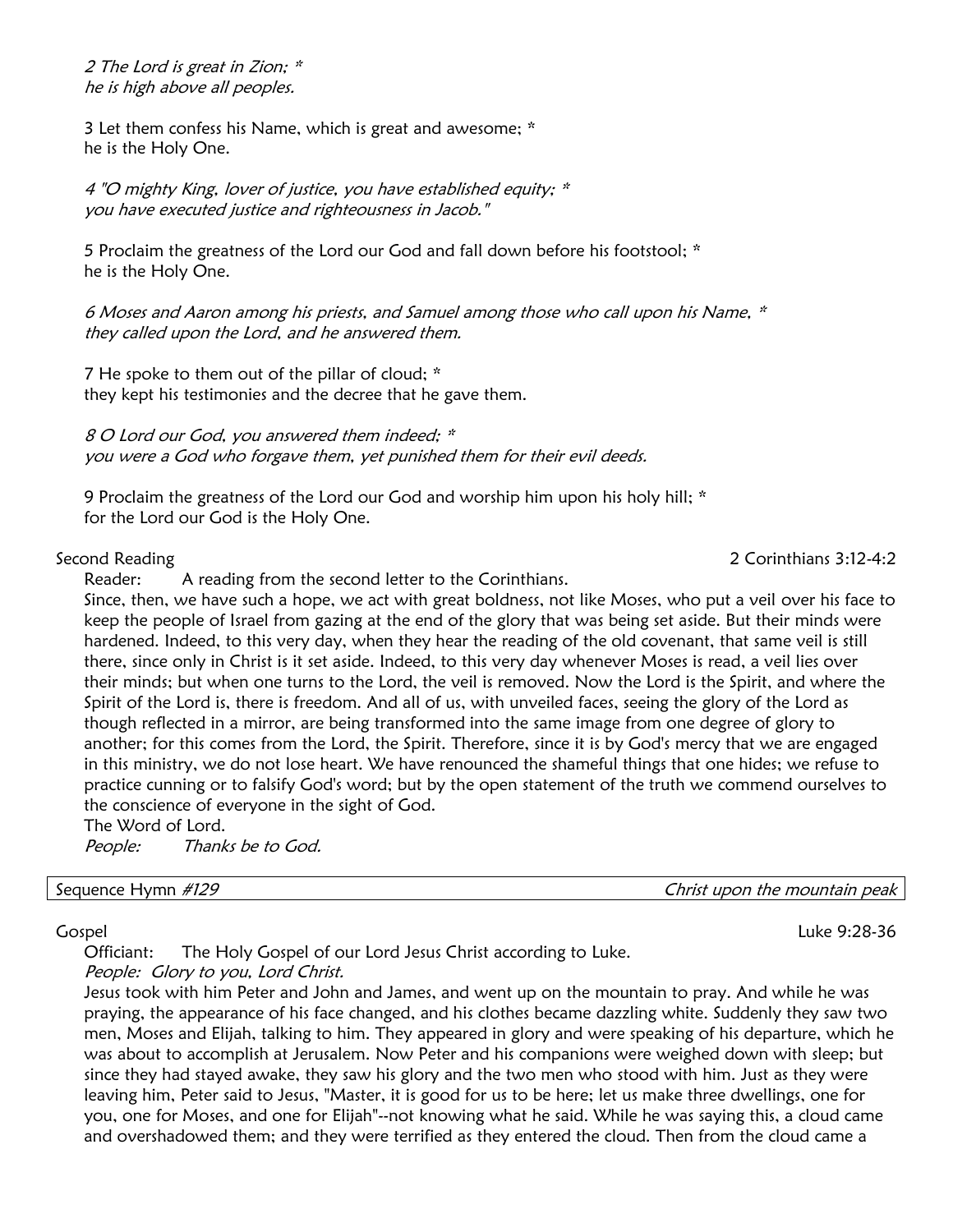*2 The Lord is great in Zion; **
*he is high above all peoples.*

3 Let them confess his Name, which is great and awesome; *
he is the Holy One.

*4 "O mighty King, lover of justice, you have established equity; **
*you have executed justice and righteousness in Jacob."*

5 Proclaim the greatness of the Lord our God and fall down before his footstool; *
he is the Holy One.

*6 Moses and Aaron among his priests, and Samuel among those who call upon his Name, **
*they called upon the Lord, and he answered them.*

7 He spoke to them out of the pillar of cloud; *
they kept his testimonies and the decree that he gave them.

*8 O Lord our God, you answered them indeed; **
*you were a God who forgave them, yet punished them for their evil deeds.*

9 Proclaim the greatness of the Lord our God and worship him upon his holy hill; *
for the Lord our God is the Holy One.

Second Reading 2 Corinthians 3:12-4:2

Reader: A reading from the second letter to the Corinthians.

Since, then, we have such a hope, we act with great boldness, not like Moses, who put a veil over his face to keep the people of Israel from gazing at the end of the glory that was being set aside. But their minds were hardened. Indeed, to this very day, when they hear the reading of the old covenant, that same veil is still there, since only in Christ is it set aside. Indeed, to this very day whenever Moses is read, a veil lies over their minds; but when one turns to the Lord, the veil is removed. Now the Lord is the Spirit, and where the Spirit of the Lord is, there is freedom. And all of us, with unveiled faces, seeing the glory of the Lord as though reflected in a mirror, are being transformed into the same image from one degree of glory to another; for this comes from the Lord, the Spirit. Therefore, since it is by God's mercy that we are engaged in this ministry, we do not lose heart. We have renounced the shameful things that one hides; we refuse to practice cunning or to falsify God's word; but by the open statement of the truth we commend ourselves to the conscience of everyone in the sight of God.

The Word of Lord.

*People: Thanks be to God.*

Sequence Hymn *#129* *Christ upon the mountain peak*

Gospel Luke 9:28-36

Officiant: The Holy Gospel of our Lord Jesus Christ according to Luke.

*People: Glory to you, Lord Christ.*

Jesus took with him Peter and John and James, and went up on the mountain to pray. And while he was praying, the appearance of his face changed, and his clothes became dazzling white. Suddenly they saw two men, Moses and Elijah, talking to him. They appeared in glory and were speaking of his departure, which he was about to accomplish at Jerusalem. Now Peter and his companions were weighed down with sleep; but since they had stayed awake, they saw his glory and the two men who stood with him. Just as they were leaving him, Peter said to Jesus, "Master, it is good for us to be here; let us make three dwellings, one for you, one for Moses, and one for Elijah"--not knowing what he said. While he was saying this, a cloud came and overshadowed them; and they were terrified as they entered the cloud. Then from the cloud came a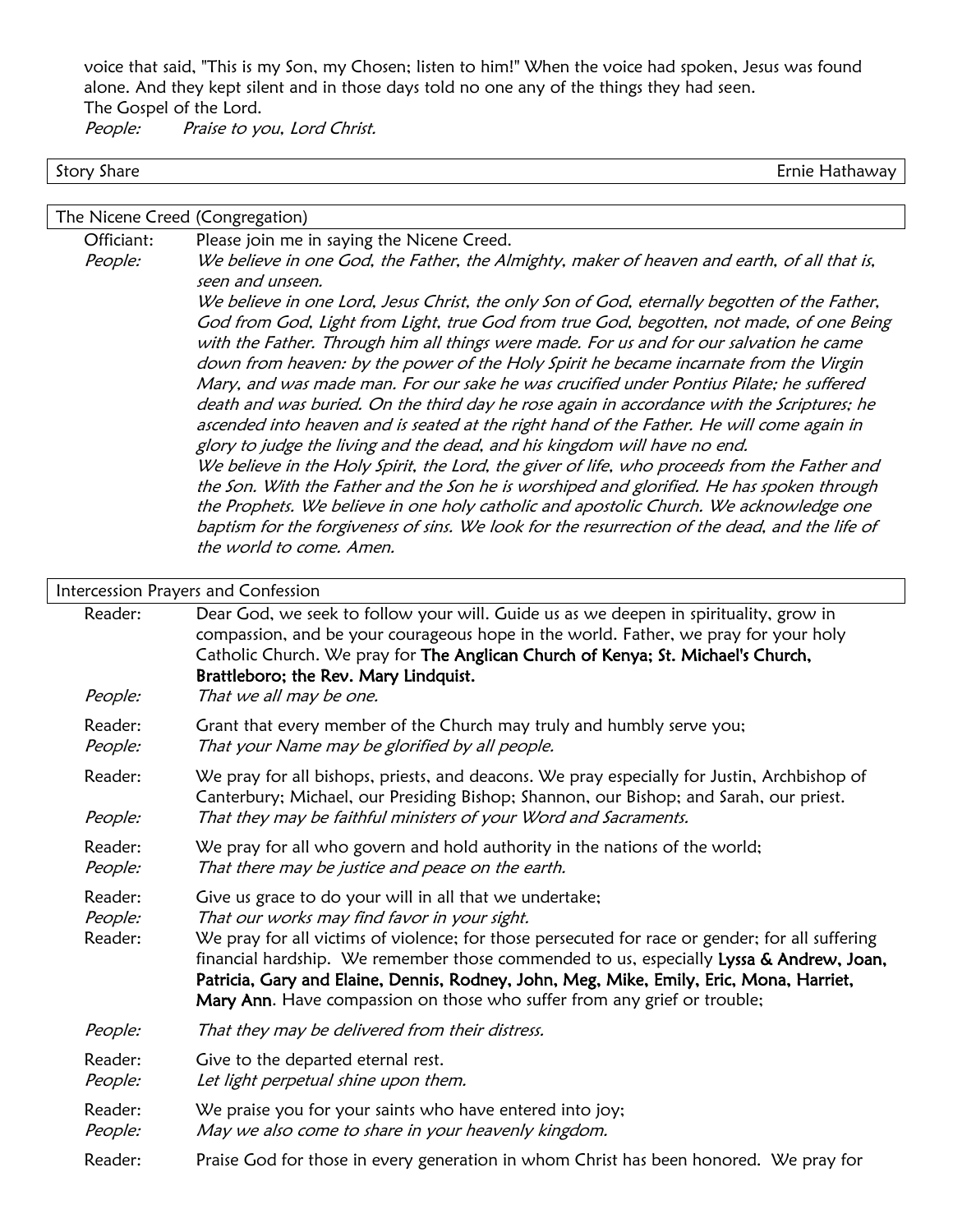voice that said, "This is my Son, my Chosen; listen to him!" When the voice had spoken, Jesus was found alone. And they kept silent and in those days told no one any of the things they had seen.
The Gospel of the Lord.
*People:* *Praise to you, Lord Christ.*

## Story Share — Ernie Hathaway

## The Nicene Creed (Congregation)

Officiant: Please join me in saying the Nicene Creed.

*People:* *We believe in one God, the Father, the Almighty, maker of heaven and earth, of all that is, seen and unseen.*
*We believe in one Lord, Jesus Christ, the only Son of God, eternally begotten of the Father, God from God, Light from Light, true God from true God, begotten, not made, of one Being with the Father. Through him all things were made. For us and for our salvation he came down from heaven: by the power of the Holy Spirit he became incarnate from the Virgin Mary, and was made man. For our sake he was crucified under Pontius Pilate; he suffered death and was buried. On the third day he rose again in accordance with the Scriptures; he ascended into heaven and is seated at the right hand of the Father. He will come again in glory to judge the living and the dead, and his kingdom will have no end.*
*We believe in the Holy Spirit, the Lord, the giver of life, who proceeds from the Father and the Son. With the Father and the Son he is worshiped and glorified. He has spoken through the Prophets. We believe in one holy catholic and apostolic Church. We acknowledge one baptism for the forgiveness of sins. We look for the resurrection of the dead, and the life of the world to come. Amen.*

## Intercession Prayers and Confession

Reader: Dear God, we seek to follow your will. Guide us as we deepen in spirituality, grow in compassion, and be your courageous hope in the world. Father, we pray for your holy Catholic Church. We pray for **The Anglican Church of Kenya; St. Michael's Church, Brattleboro; the Rev. Mary Lindquist.**
*People:* *That we all may be one.*

Reader: Grant that every member of the Church may truly and humbly serve you;
*People:* *That your Name may be glorified by all people.*

Reader: We pray for all bishops, priests, and deacons. We pray especially for Justin, Archbishop of Canterbury; Michael, our Presiding Bishop; Shannon, our Bishop; and Sarah, our priest.
*People:* *That they may be faithful ministers of your Word and Sacraments.*

Reader: We pray for all who govern and hold authority in the nations of the world;
*People:* *That there may be justice and peace on the earth.*

Reader: Give us grace to do your will in all that we undertake;
*People:* *That our works may find favor in your sight.*
Reader: We pray for all victims of violence; for those persecuted for race or gender; for all suffering financial hardship. We remember those commended to us, especially **Lyssa & Andrew, Joan, Patricia, Gary and Elaine, Dennis, Rodney, John, Meg, Mike, Emily, Eric, Mona, Harriet, Mary Ann**. Have compassion on those who suffer from any grief or trouble;
*People:* *That they may be delivered from their distress.*

Reader: Give to the departed eternal rest.
*People:* *Let light perpetual shine upon them.*

Reader: We praise you for your saints who have entered into joy;
*People:* *May we also come to share in your heavenly kingdom.*

Reader: Praise God for those in every generation in whom Christ has been honored. We pray for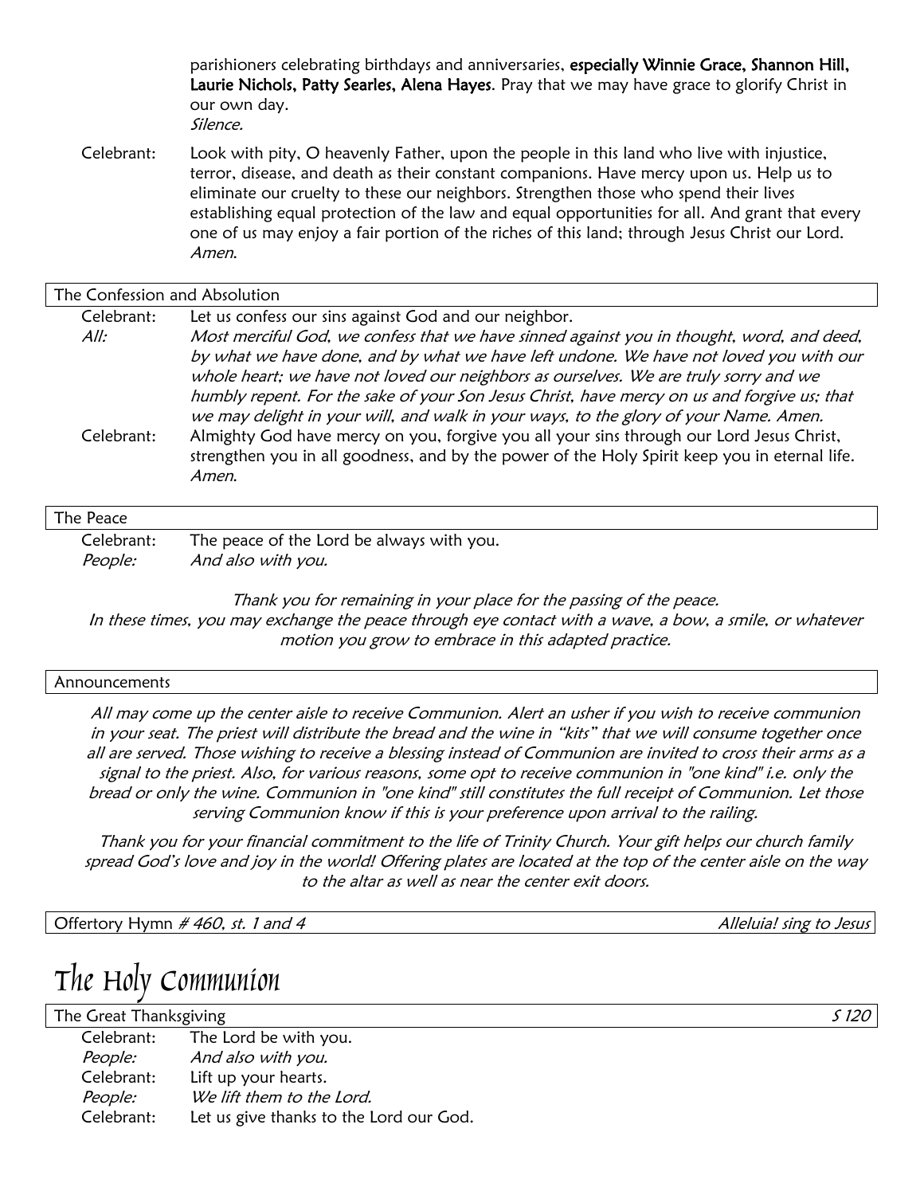parishioners celebrating birthdays and anniversaries, **especially Winnie Grace, Shannon Hill, Laurie Nichols, Patty Searles, Alena Hayes**. Pray that we may have grace to glorify Christ in our own day.
*Silence.*

Celebrant: Look with pity, O heavenly Father, upon the people in this land who live with injustice, terror, disease, and death as their constant companions. Have mercy upon us. Help us to eliminate our cruelty to these our neighbors. Strengthen those who spend their lives establishing equal protection of the law and equal opportunities for all. And grant that every one of us may enjoy a fair portion of the riches of this land; through Jesus Christ our Lord. *Amen.*

### The Confession and Absolution

Celebrant: Let us confess our sins against God and our neighbor.
*All: Most merciful God, we confess that we have sinned against you in thought, word, and deed, by what we have done, and by what we have left undone. We have not loved you with our whole heart; we have not loved our neighbors as ourselves. We are truly sorry and we humbly repent. For the sake of your Son Jesus Christ, have mercy on us and forgive us; that we may delight in your will, and walk in your ways, to the glory of your Name. Amen.*
Celebrant: Almighty God have mercy on you, forgive you all your sins through our Lord Jesus Christ, strengthen you in all goodness, and by the power of the Holy Spirit keep you in eternal life. *Amen.*

### The Peace

Celebrant: The peace of the Lord be always with you.
*People: And also with you.*

*Thank you for remaining in your place for the passing of the peace. In these times, you may exchange the peace through eye contact with a wave, a bow, a smile, or whatever motion you grow to embrace in this adapted practice.*

### Announcements

*All may come up the center aisle to receive Communion. Alert an usher if you wish to receive communion in your seat. The priest will distribute the bread and the wine in "kits" that we will consume together once all are served. Those wishing to receive a blessing instead of Communion are invited to cross their arms as a signal to the priest. Also, for various reasons, some opt to receive communion in "one kind" i.e. only the bread or only the wine. Communion in "one kind" still constitutes the full receipt of Communion. Let those serving Communion know if this is your preference upon arrival to the railing.*

*Thank you for your financial commitment to the life of Trinity Church. Your gift helps our church family spread God's love and joy in the world! Offering plates are located at the top of the center aisle on the way to the altar as well as near the center exit doors.*

### Offertory Hymn *# 460, st. 1 and 4* — *Alleluia! sing to Jesus*

# The Holy Communion

### The Great Thanksgiving — *S 120*

Celebrant: The Lord be with you.
*People: And also with you.*
Celebrant: Lift up your hearts.
*People: We lift them to the Lord.*
Celebrant: Let us give thanks to the Lord our God.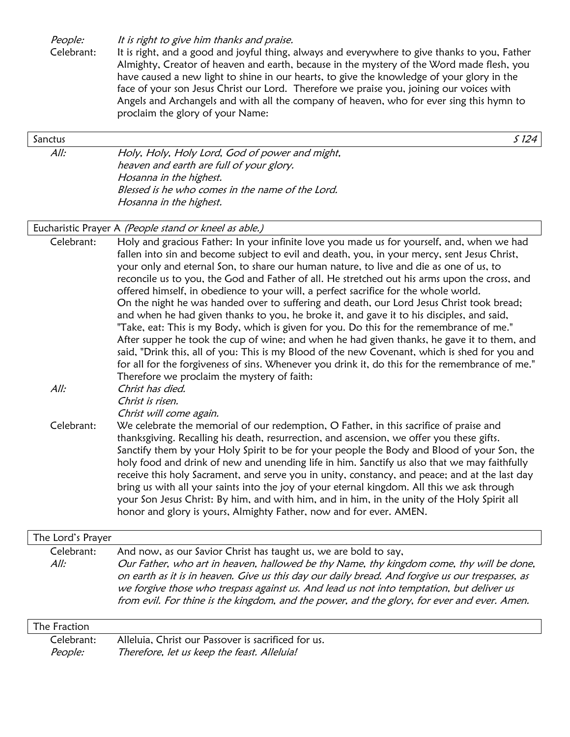*People:* *It is right to give him thanks and praise.*

Celebrant: It is right, and a good and joyful thing, always and everywhere to give thanks to you, Father Almighty, Creator of heaven and earth, because in the mystery of the Word made flesh, you have caused a new light to shine in our hearts, to give the knowledge of your glory in the face of your son Jesus Christ our Lord. Therefore we praise you, joining our voices with Angels and Archangels and with all the company of heaven, who for ever sing this hymn to proclaim the glory of your Name:

## Sanctus *S 124*

*All:* *Holy, Holy, Holy Lord, God of power and might,*
*heaven and earth are full of your glory.*
*Hosanna in the highest.*
*Blessed is he who comes in the name of the Lord.*
*Hosanna in the highest.*

## Eucharistic Prayer A *(People stand or kneel as able.)*

Celebrant: Holy and gracious Father: In your infinite love you made us for yourself, and, when we had fallen into sin and become subject to evil and death, you, in your mercy, sent Jesus Christ, your only and eternal Son, to share our human nature, to live and die as one of us, to reconcile us to you, the God and Father of all. He stretched out his arms upon the cross, and offered himself, in obedience to your will, a perfect sacrifice for the whole world.
On the night he was handed over to suffering and death, our Lord Jesus Christ took bread; and when he had given thanks to you, he broke it, and gave it to his disciples, and said, "Take, eat: This is my Body, which is given for you. Do this for the remembrance of me."
After supper he took the cup of wine; and when he had given thanks, he gave it to them, and said, "Drink this, all of you: This is my Blood of the new Covenant, which is shed for you and for all for the forgiveness of sins. Whenever you drink it, do this for the remembrance of me."
Therefore we proclaim the mystery of faith:

*All:* *Christ has died.*
*Christ is risen.*
*Christ will come again.*

Celebrant: We celebrate the memorial of our redemption, O Father, in this sacrifice of praise and thanksgiving. Recalling his death, resurrection, and ascension, we offer you these gifts. Sanctify them by your Holy Spirit to be for your people the Body and Blood of your Son, the holy food and drink of new and unending life in him. Sanctify us also that we may faithfully receive this holy Sacrament, and serve you in unity, constancy, and peace; and at the last day bring us with all your saints into the joy of your eternal kingdom. All this we ask through your Son Jesus Christ: By him, and with him, and in him, in the unity of the Holy Spirit all honor and glory is yours, Almighty Father, now and for ever. AMEN.

## The Lord's Prayer

Celebrant: And now, as our Savior Christ has taught us, we are bold to say,

*All:* *Our Father, who art in heaven, hallowed be thy Name, thy kingdom come, thy will be done, on earth as it is in heaven. Give us this day our daily bread. And forgive us our trespasses, as we forgive those who trespass against us. And lead us not into temptation, but deliver us from evil. For thine is the kingdom, and the power, and the glory, for ever and ever. Amen.*

## The Fraction

Celebrant: Alleluia, Christ our Passover is sacrificed for us.

*People:* *Therefore, let us keep the feast. Alleluia!*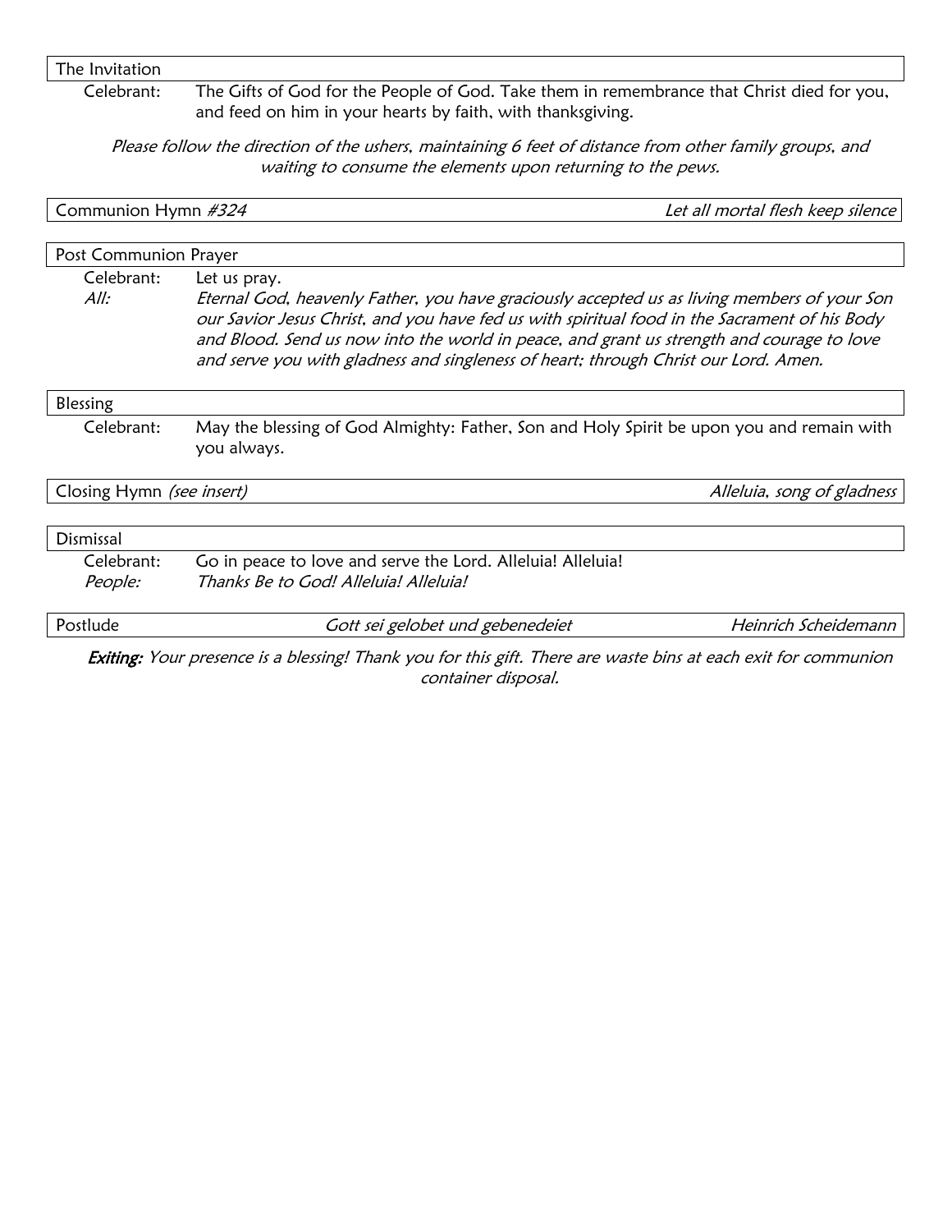### The Invitation

Celebrant: The Gifts of God for the People of God. Take them in remembrance that Christ died for you, and feed on him in your hearts by faith, with thanksgiving.

*Please follow the direction of the ushers, maintaining 6 feet of distance from other family groups, and waiting to consume the elements upon returning to the pews.*

### Communion Hymn *#324* — *Let all mortal flesh keep silence*

### Post Communion Prayer

Celebrant: Let us pray.

*All:* *Eternal God, heavenly Father, you have graciously accepted us as living members of your Son our Savior Jesus Christ, and you have fed us with spiritual food in the Sacrament of his Body and Blood. Send us now into the world in peace, and grant us strength and courage to love and serve you with gladness and singleness of heart; through Christ our Lord. Amen.*

### Blessing

Celebrant: May the blessing of God Almighty: Father, Son and Holy Spirit be upon you and remain with you always.

### Closing Hymn *(see insert)* — *Alleluia, song of gladness*

### Dismissal

Celebrant: Go in peace to love and serve the Lord. Alleluia! Alleluia!

*People:* *Thanks Be to God! Alleluia! Alleluia!*

### Postlude — *Gott sei gelobet und gebenedeiet* — *Heinrich Scheidemann*

***Exiting:*** *Your presence is a blessing! Thank you for this gift. There are waste bins at each exit for communion container disposal.*